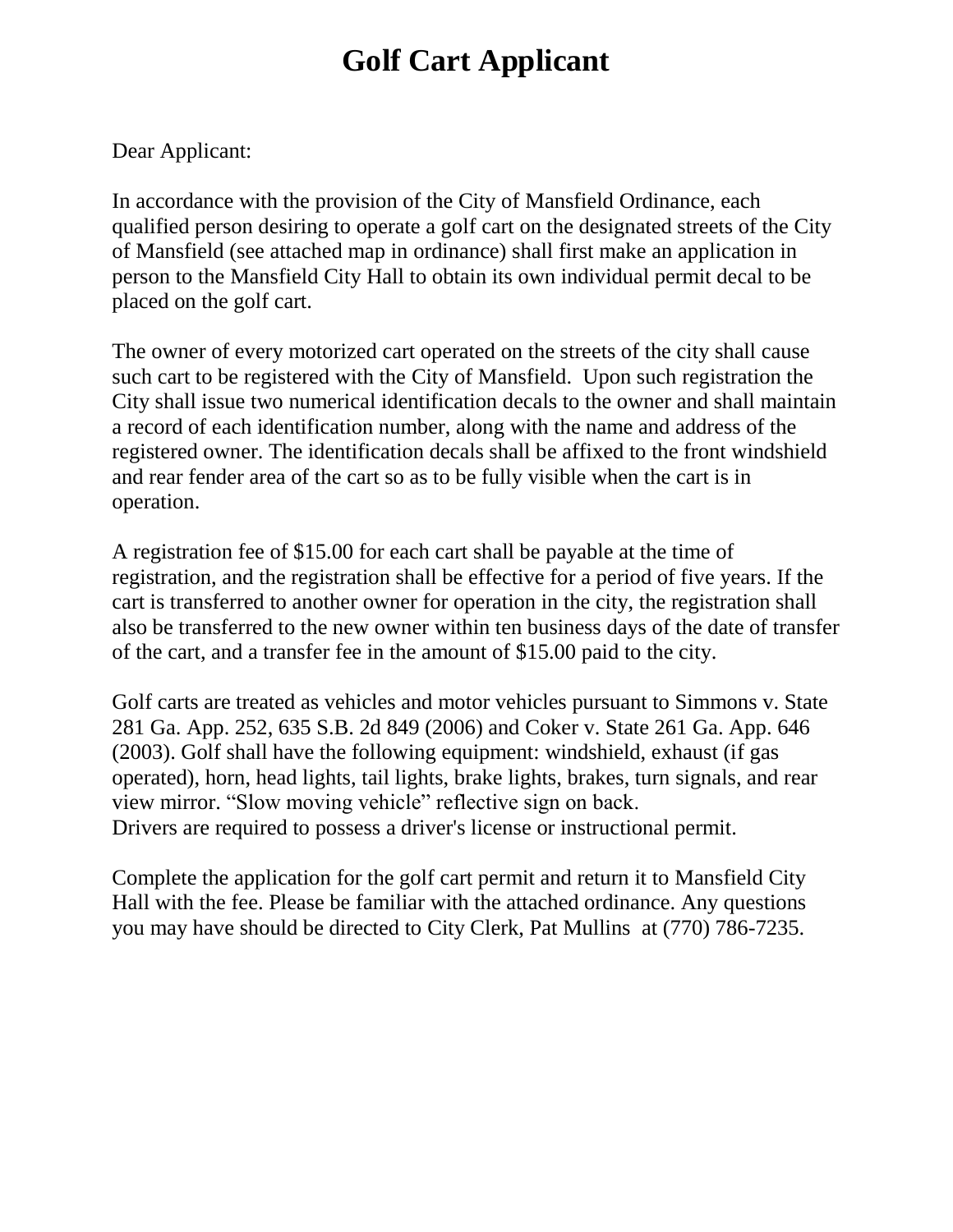# Golf Cart Applicant

Dear Applicant:

In accordance with the provision of the City of Mansfield Ordinance, each qualified person desiring to operate a golf cart on the designated streets of the City of Mansfield (see attached map in ordinance) shall first make an application in person to the Mansfield City Hall to obtain its own individual permit decal to be placed on the golf cart.

The owner of every motorized cart operated on the streets of the city shall cause such cart to be registered with the City of Mansfield. Upon such registration the City shall issue two numerical identification decals to the owner and shall maintain a record of each identification number, along with the name and address of the registered owner. The identification decals shall be affixed to the front windshield and rear fender area of the cart so as to be fully visible when the cart is in operation.

A registration fee of $15.00 for each cart shall be payable at the time of registration, and the registration shall be effective for a period of five years. If the cart is transferred to another owner for operation in the city, the registration shall also be transferred to the new owner within ten business days of the date of transfer of the cart, and a transfer fee in the amount of $15.00 paid to the city.

Golf carts are treated as vehicles and motor vehicles pursuant to Simmons v. State 281 Ga. App. 252, 635 S.B. 2d 849 (2006) and Coker v. State 261 Ga. App. 646 (2003). Golf shall have the following equipment: windshield, exhaust (if gas operated), horn, head lights, tail lights, brake lights, brakes, turn signals, and rear view mirror. "Slow moving vehicle" reflective sign on back.
Drivers are required to possess a driver's license or instructional permit.

Complete the application for the golf cart permit and return it to Mansfield City Hall with the fee. Please be familiar with the attached ordinance. Any questions you may have should be directed to City Clerk, Pat Mullins at (770) 786-7235.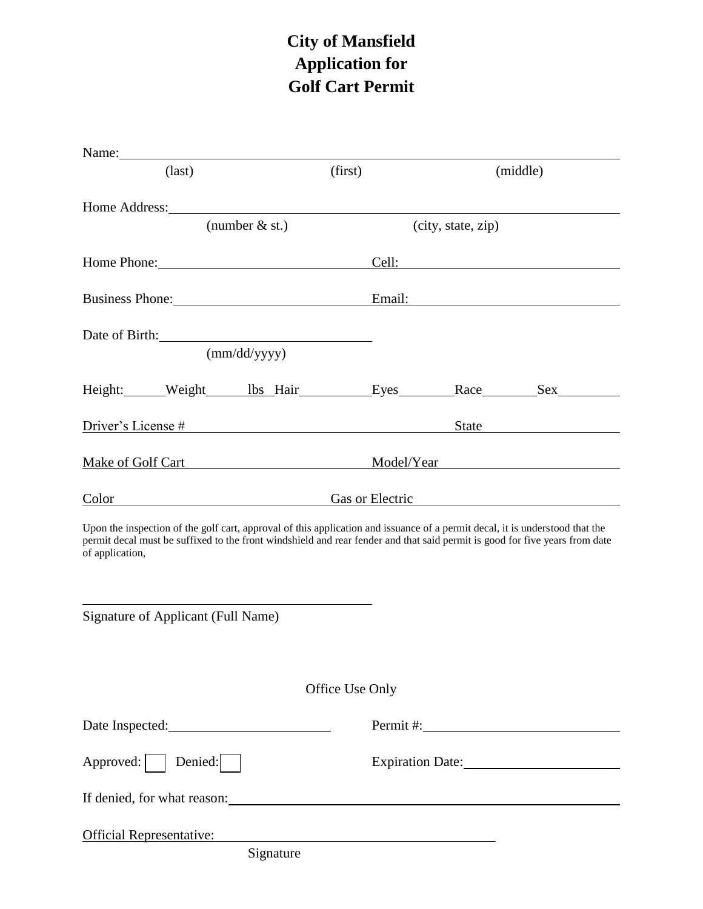# City of Mansfield
# Application for
# Golf Cart Permit

Name: ______________________________________________________________
(last) (first) (middle)

Home Address: ______________________________________________________
(number & st.) (city, state, zip)

Home Phone: ____________________ Cell: ____________________

Business Phone: ____________________ Email: ____________________

Date of Birth: ____________________
(mm/dd/yyyy)

Height: ______ Weight ______ lbs Hair __________ Eyes ________ Race ________ Sex ________

Driver's License # ______________________________ State ____________

Make of Golf Cart ____________________ Model/Year ____________________

Color ____________________ Gas or Electric ____________________

Upon the inspection of the golf cart, approval of this application and issuance of a permit decal, it is understood that the permit decal must be suffixed to the front windshield and rear fender and that said permit is good for five years from date of application,

______________________________
Signature of Applicant (Full Name)

Office Use Only

Date Inspected: ____________________ Permit #: ____________________

Approved: ☐ Denied: ☐ Expiration Date: ____________________

If denied, for what reason: ______________________________________________

Official Representative: ______________________________
Signature